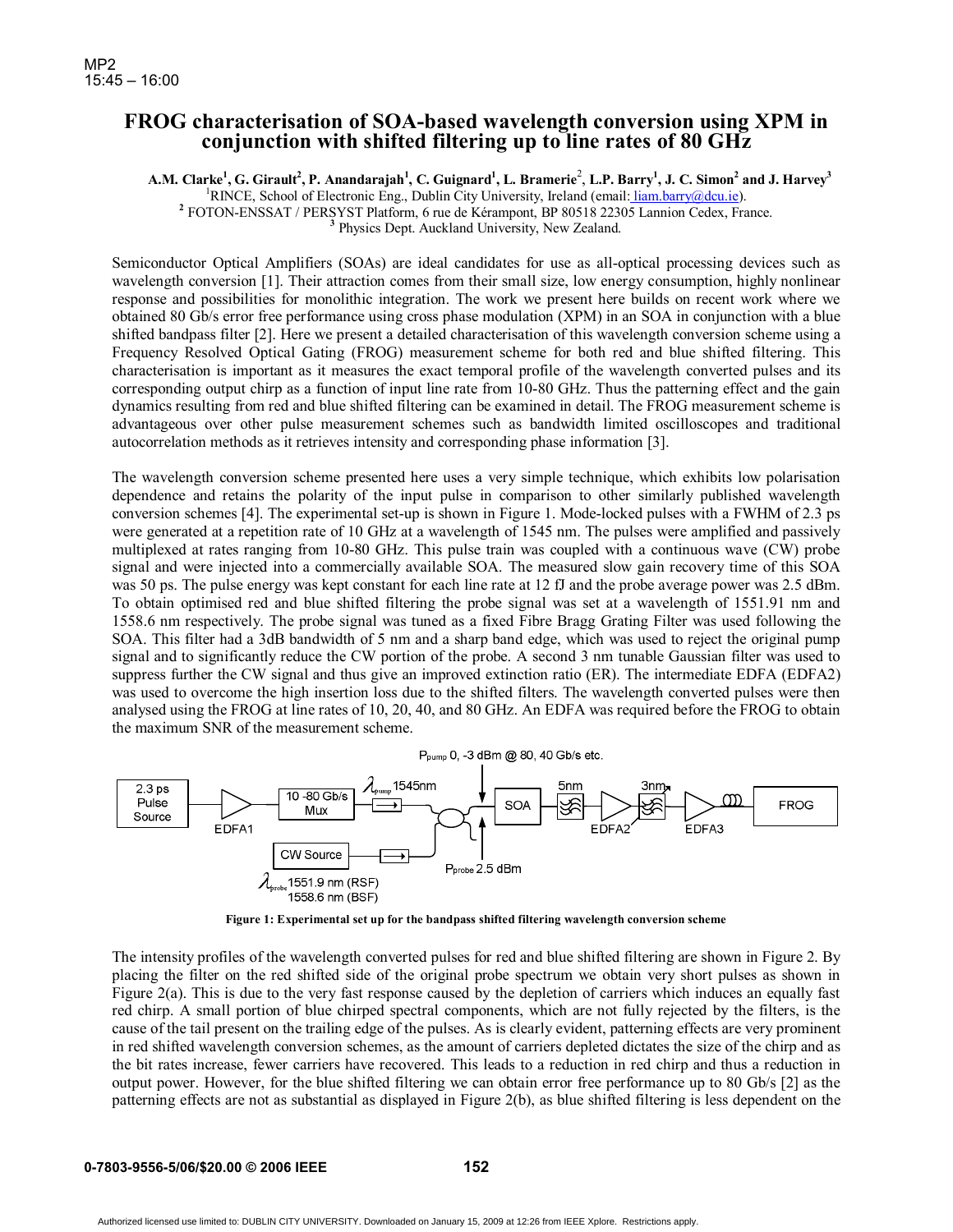MP2
15:45 – 16:00

# FROG characterisation of SOA-based wavelength conversion using XPM in conjunction with shifted filtering up to line rates of 80 GHz

**A.M. Clarke[1], G. Girault[2], P. Anandarajah[1], C. Guignard[1], L. Bramerie[2], L.P. Barry[1], J. C. Simon[2] and J. Harvey[3]**

[1]RINCE, School of Electronic Eng., Dublin City University, Ireland (email: liam.barry@dcu.ie).
[2] FOTON-ENSSAT / PERSYST Platform, 6 rue de Kérampont, BP 80518 22305 Lannion Cedex, France.
[3] Physics Dept. Auckland University, New Zealand.

Semiconductor Optical Amplifiers (SOAs) are ideal candidates for use as all-optical processing devices such as wavelength conversion [1]. Their attraction comes from their small size, low energy consumption, highly nonlinear response and possibilities for monolithic integration. The work we present here builds on recent work where we obtained 80 Gb/s error free performance using cross phase modulation (XPM) in an SOA in conjunction with a blue shifted bandpass filter [2]. Here we present a detailed characterisation of this wavelength conversion scheme using a Frequency Resolved Optical Gating (FROG) measurement scheme for both red and blue shifted filtering. This characterisation is important as it measures the exact temporal profile of the wavelength converted pulses and its corresponding output chirp as a function of input line rate from 10-80 GHz. Thus the patterning effect and the gain dynamics resulting from red and blue shifted filtering can be examined in detail. The FROG measurement scheme is advantageous over other pulse measurement schemes such as bandwidth limited oscilloscopes and traditional autocorrelation methods as it retrieves intensity and corresponding phase information [3].

The wavelength conversion scheme presented here uses a very simple technique, which exhibits low polarisation dependence and retains the polarity of the input pulse in comparison to other similarly published wavelength conversion schemes [4]. The experimental set-up is shown in Figure 1. Mode-locked pulses with a FWHM of 2.3 ps were generated at a repetition rate of 10 GHz at a wavelength of 1545 nm. The pulses were amplified and passively multiplexed at rates ranging from 10-80 GHz. This pulse train was coupled with a continuous wave (CW) probe signal and were injected into a commercially available SOA. The measured slow gain recovery time of this SOA was 50 ps. The pulse energy was kept constant for each line rate at 12 fJ and the probe average power was 2.5 dBm. To obtain optimised red and blue shifted filtering the probe signal was set at a wavelength of 1551.91 nm and 1558.6 nm respectively. The probe signal was tuned as a fixed Fibre Bragg Grating Filter was used following the SOA. This filter had a 3dB bandwidth of 5 nm and a sharp band edge, which was used to reject the original pump signal and to significantly reduce the CW portion of the probe. A second 3 nm tunable Gaussian filter was used to suppress further the CW signal and thus give an improved extinction ratio (ER). The intermediate EDFA (EDFA2) was used to overcome the high insertion loss due to the shifted filters. The wavelength converted pulses were then analysed using the FROG at line rates of 10, 20, 40, and 80 GHz. An EDFA was required before the FROG to obtain the maximum SNR of the measurement scheme.

**Figure 1: Experimental set up for the bandpass shifted filtering wavelength conversion scheme**

The intensity profiles of the wavelength converted pulses for red and blue shifted filtering are shown in Figure 2. By placing the filter on the red shifted side of the original probe spectrum we obtain very short pulses as shown in Figure 2(a). This is due to the very fast response caused by the depletion of carriers which induces an equally fast red chirp. A small portion of blue chirped spectral components, which are not fully rejected by the filters, is the cause of the tail present on the trailing edge of the pulses. As is clearly evident, patterning effects are very prominent in red shifted wavelength conversion schemes, as the amount of carriers depleted dictates the size of the chirp and as the bit rates increase, fewer carriers have recovered. This leads to a reduction in red chirp and thus a reduction in output power. However, for the blue shifted filtering we can obtain error free performance up to 80 Gb/s [2] as the patterning effects are not as substantial as displayed in Figure 2(b), as blue shifted filtering is less dependent on the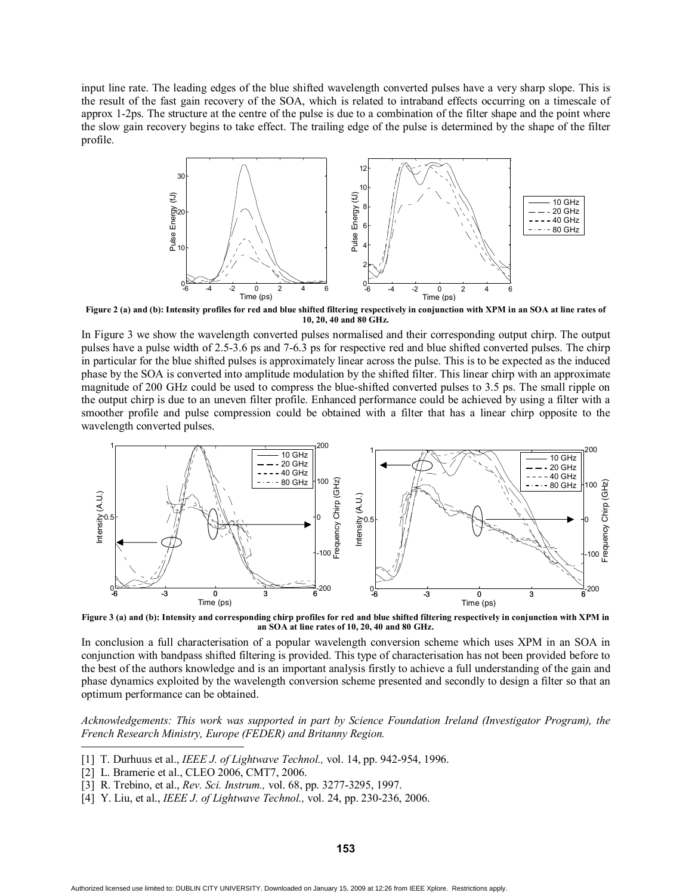input line rate. The leading edges of the blue shifted wavelength converted pulses have a very sharp slope. This is the result of the fast gain recovery of the SOA, which is related to intraband effects occurring on a timescale of approx 1-2ps. The structure at the centre of the pulse is due to a combination of the filter shape and the point where the slow gain recovery begins to take effect. The trailing edge of the pulse is determined by the shape of the filter profile.

Pulse Energy (fJ)
Time (ps)
10 GHz
20 GHz
40 GHz
80 GHz

**Figure 2 (a) and (b): Intensity profiles for red and blue shifted filtering respectively in conjunction with XPM in an SOA at line rates of 10, 20, 40 and 80 GHz.**

In Figure 3 we show the wavelength converted pulses normalised and their corresponding output chirp. The output pulses have a pulse width of 2.5-3.6 ps and 7-6.3 ps for respective red and blue shifted converted pulses. The chirp in particular for the blue shifted pulses is approximately linear across the pulse. This is to be expected as the induced phase by the SOA is converted into amplitude modulation by the shifted filter. This linear chirp with an approximate magnitude of 200 GHz could be used to compress the blue-shifted converted pulses to 3.5 ps. The small ripple on the output chirp is due to an uneven filter profile. Enhanced performance could be achieved by using a filter with a smoother profile and pulse compression could be obtained with a filter that has a linear chirp opposite to the wavelength converted pulses.

Intensity (A.U.)
Frequency Chirp (GHz)
Time (ps)
10 GHz
20 GHz
40 GHz
80 GHz

**Figure 3 (a) and (b): Intensity and corresponding chirp profiles for red and blue shifted filtering respectively in conjunction with XPM in an SOA at line rates of 10, 20, 40 and 80 GHz.**

In conclusion a full characterisation of a popular wavelength conversion scheme which uses XPM in an SOA in conjunction with bandpass shifted filtering is provided. This type of characterisation has not been provided before to the best of the authors knowledge and is an important analysis firstly to achieve a full understanding of the gain and phase dynamics exploited by the wavelength conversion scheme presented and secondly to design a filter so that an optimum performance can be obtained.

*Acknowledgements: This work was supported in part by Science Foundation Ireland (Investigator Program), the French Research Ministry, Europe (FEDER) and Britanny Region.*

---

[1] T. Durhuus et al., *IEEE J. of Lightwave Technol.,* vol. 14, pp. 942-954, 1996.
[2] L. Bramerie et al., CLEO 2006, CMT7, 2006.
[3] R. Trebino, et al., *Rev. Sci. Instrum.,* vol. 68, pp. 3277-3295, 1997.
[4] Y. Liu, et al., *IEEE J. of Lightwave Technol.,* vol. 24, pp. 230-236, 2006.

Authorized licensed use limited to: DUBLIN CITY UNIVERSITY. Downloaded on January 15, 2009 at 12:26 from IEEE Xplore. Restrictions apply.